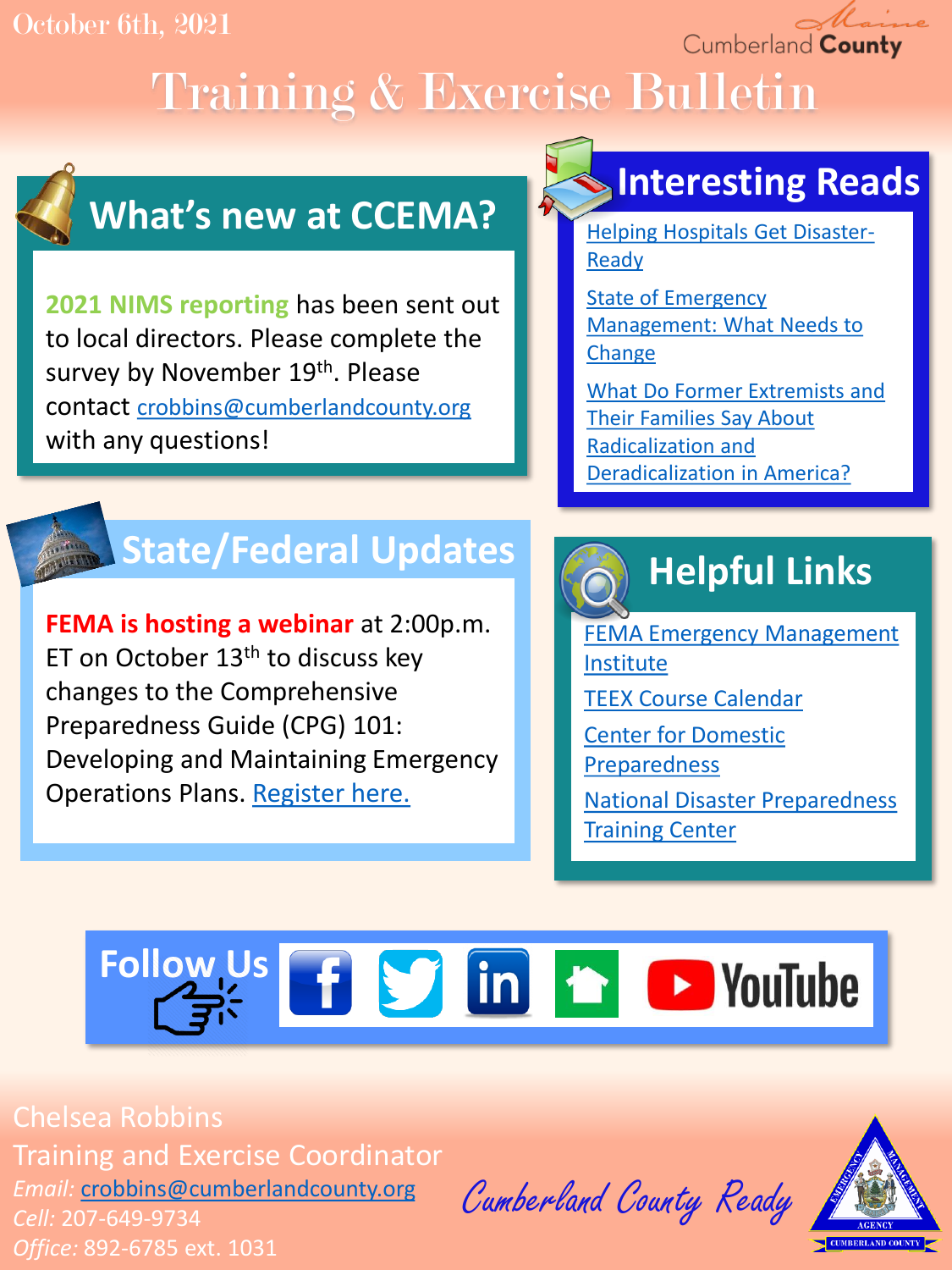October 6th, 2021

Cumberland County

# Training & Exercise Bulletin

## What's new at CCEMA?

**2021 NIMS reporting** has been sent out to local directors. Please complete the survey by November 19th. Please contact crobbins@cumberlandcounty.org with any questions!

## Interesting Reads

- Helping Hospitals Get Disaster-Ready
- State of Emergency Management: What Needs to Change
- What Do Former Extremists and Their Families Say About Radicalization and Deradicalization in America?

## State/Federal Updates

**FEMA is hosting a webinar** at 2:00p.m. ET on October 13th to discuss key changes to the Comprehensive Preparedness Guide (CPG) 101: Developing and Maintaining Emergency Operations Plans. Register here.

## Helpful Links

- FEMA Emergency Management Institute
- TEEX Course Calendar
- Center for Domestic Preparedness
- National Disaster Preparedness Training Center

## Follow Us

Chelsea Robbins
Training and Exercise Coordinator
*Email:* crobbins@cumberlandcounty.org
*Cell:* 207-649-9734
*Office:* 892-6785 ext. 1031

Cumberland County Ready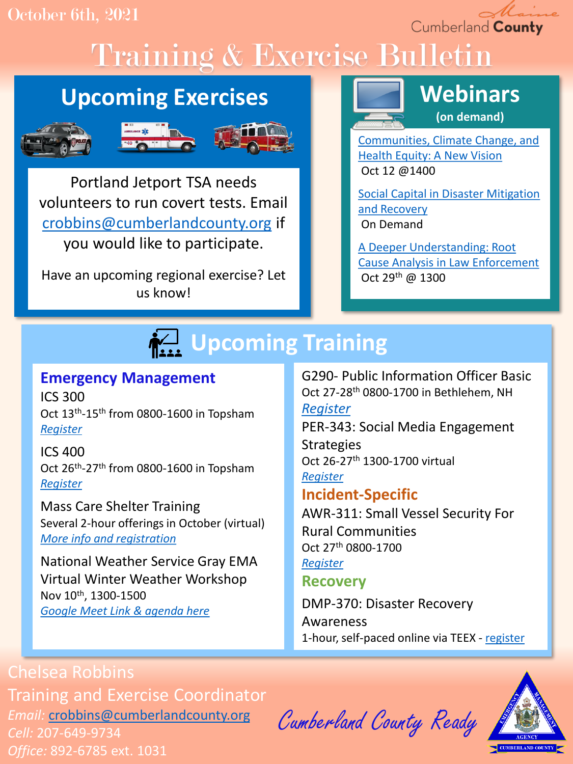October 6th, 2021

Cumberland County

# Training & Exercise Bulletin

## Upcoming Exercises

Portland Jetport TSA needs volunteers to run covert tests. Email crobbins@cumberlandcounty.org if you would like to participate.

Have an upcoming regional exercise? Let us know!

## Webinars

(on demand)

Communities, Climate Change, and Health Equity: A New Vision
Oct 12 @1400

Social Capital in Disaster Mitigation and Recovery
On Demand

A Deeper Understanding: Root Cause Analysis in Law Enforcement
Oct 29th @ 1300

## Upcoming Training

### Emergency Management

ICS 300
Oct 13th-15th from 0800-1600 in Topsham
*Register*

ICS 400
Oct 26th-27th from 0800-1600 in Topsham
*Register*

Mass Care Shelter Training
Several 2-hour offerings in October (virtual)
*More info and registration*

National Weather Service Gray EMA Virtual Winter Weather Workshop
Nov 10th, 1300-1500
*Google Meet Link & agenda here*

G290- Public Information Officer Basic
Oct 27-28th 0800-1700 in Bethlehem, NH
*Register*

PER-343: Social Media Engagement Strategies
Oct 26-27th 1300-1700 virtual
*Register*

### Incident-Specific

AWR-311: Small Vessel Security For Rural Communities
Oct 27th 0800-1700
*Register*

### Recovery

DMP-370: Disaster Recovery Awareness
1-hour, self-paced online via TEEX - register

Chelsea Robbins
Training and Exercise Coordinator
*Email:* crobbins@cumberlandcounty.org
*Cell:* 207-649-9734
*Office:* 892-6785 ext. 1031

Cumberland County Ready